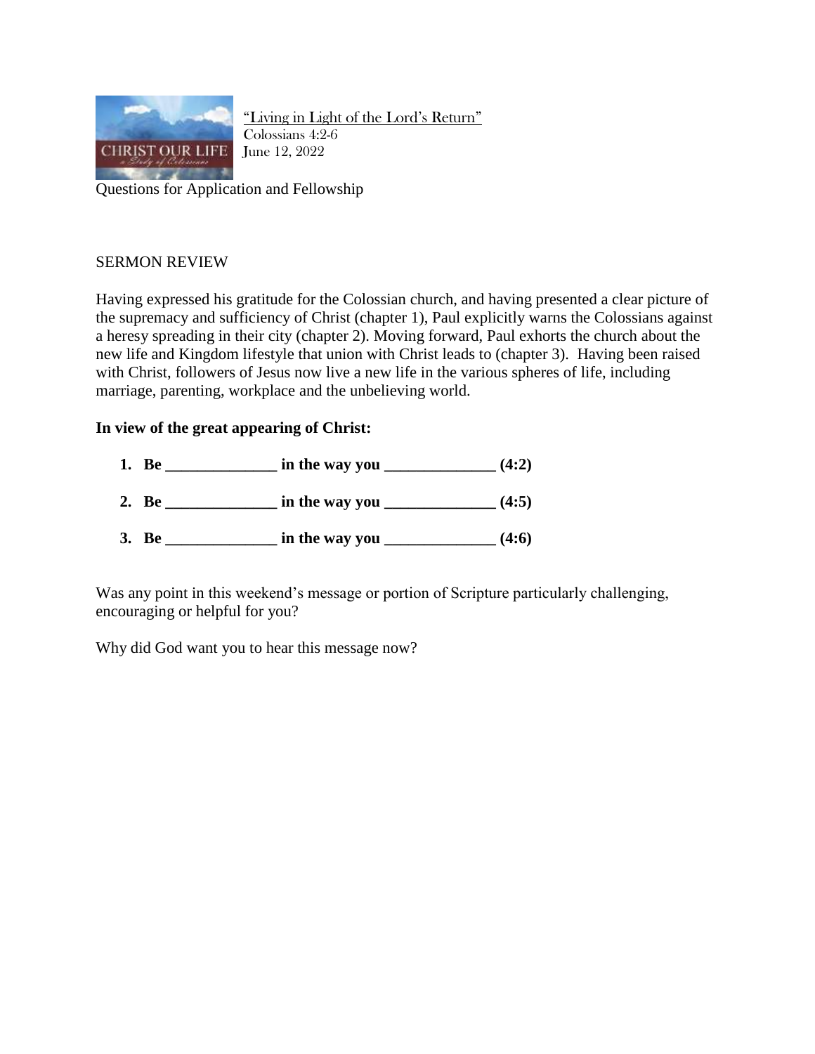"Living in Light of the Lord's Return"
Colossians 4:2-6
June 12, 2022

Questions for Application and Fellowship

SERMON REVIEW

Having expressed his gratitude for the Colossian church, and having presented a clear picture of the supremacy and sufficiency of Christ (chapter 1), Paul explicitly warns the Colossians against a heresy spreading in their city (chapter 2). Moving forward, Paul exhorts the church about the new life and Kingdom lifestyle that union with Christ leads to (chapter 3). Having been raised with Christ, followers of Jesus now live a new life in the various spheres of life, including marriage, parenting, workplace and the unbelieving world.

**In view of the great appearing of Christ:**

1. **Be ______________ in the way you ______________ (4:2)**
2. **Be ______________ in the way you ______________ (4:5)**
3. **Be ______________ in the way you ______________ (4:6)**

Was any point in this weekend's message or portion of Scripture particularly challenging, encouraging or helpful for you?

Why did God want you to hear this message now?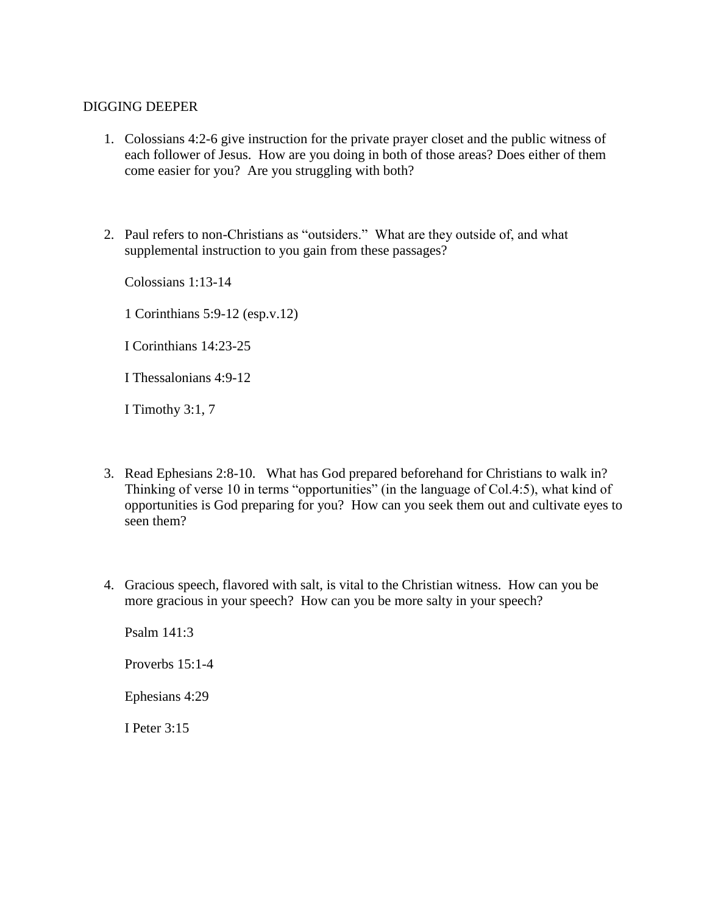DIGGING DEEPER

1. Colossians 4:2-6 give instruction for the private prayer closet and the public witness of each follower of Jesus. How are you doing in both of those areas? Does either of them come easier for you? Are you struggling with both?

2. Paul refers to non-Christians as "outsiders." What are they outside of, and what supplemental instruction to you gain from these passages?

   Colossians 1:13-14

   1 Corinthians 5:9-12 (esp.v.12)

   I Corinthians 14:23-25

   I Thessalonians 4:9-12

   I Timothy 3:1, 7

3. Read Ephesians 2:8-10. What has God prepared beforehand for Christians to walk in? Thinking of verse 10 in terms "opportunities" (in the language of Col.4:5), what kind of opportunities is God preparing for you? How can you seek them out and cultivate eyes to seen them?

4. Gracious speech, flavored with salt, is vital to the Christian witness. How can you be more gracious in your speech? How can you be more salty in your speech?

   Psalm 141:3

   Proverbs 15:1-4

   Ephesians 4:29

   I Peter 3:15